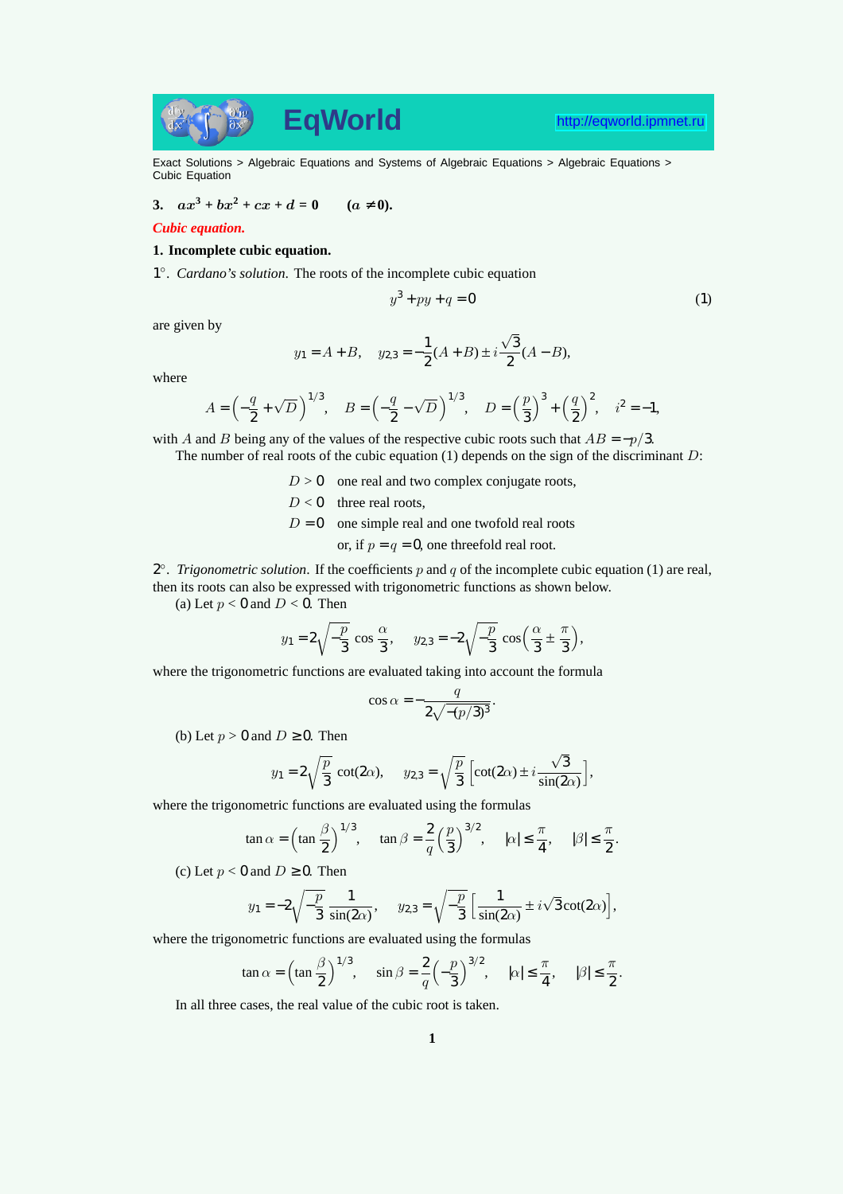Exact Solutions > Algebraic Equations and Systems of Algebraic Equations > Algebraic Equations > Cubic Equation

**3.** $ax^3 + bx^2 + cx + d = 0 \qquad (a \neq 0).$

***Cubic equation.***

**1. Incomplete cubic equation.**

$1^\circ$. *Cardano's solution.* The roots of the incomplete cubic equation

$$y^3 + py + q = 0 \tag{1}$$

are given by

$$y_1 = A + B, \quad y_{2,3} = -\frac{1}{2}(A + B) \pm i\frac{\sqrt{3}}{2}(A - B),$$

where

$$A = \left(-\frac{q}{2} + \sqrt{D}\right)^{1/3}, \quad B = \left(-\frac{q}{2} - \sqrt{D}\right)^{1/3}, \quad D = \left(\frac{p}{3}\right)^3 + \left(\frac{q}{2}\right)^2, \quad i^2 = -1,$$

with $A$ and $B$ being any of the values of the respective cubic roots such that $AB = -p/3$.

The number of real roots of the cubic equation (1) depends on the sign of the discriminant $D$:

- $D > 0$ one real and two complex conjugate roots,
- $D < 0$ three real roots,
- $D = 0$ one simple real and one twofold real roots or, if $p = q = 0$, one threefold real root.

$2^\circ$. *Trigonometric solution.* If the coefficients $p$ and $q$ of the incomplete cubic equation (1) are real, then its roots can also be expressed with trigonometric functions as shown below.

(a) Let $p < 0$ and $D < 0$. Then

$$y_1 = 2\sqrt{-\frac{p}{3}}\cos\frac{\alpha}{3}, \quad y_{2,3} = -2\sqrt{-\frac{p}{3}}\cos\left(\frac{\alpha}{3} \pm \frac{\pi}{3}\right),$$

where the trigonometric functions are evaluated taking into account the formula

$$\cos\alpha = -\frac{q}{2\sqrt{-(p/3)^3}}.$$

(b) Let $p > 0$ and $D \geq 0$. Then

$$y_1 = 2\sqrt{\frac{p}{3}}\cot(2\alpha), \quad y_{2,3} = \sqrt{\frac{p}{3}}\left[\cot(2\alpha) \pm i\frac{\sqrt{3}}{\sin(2\alpha)}\right],$$

where the trigonometric functions are evaluated using the formulas

$$\tan\alpha = \left(\tan\frac{\beta}{2}\right)^{1/3}, \quad \tan\beta = \frac{2}{q}\left(\frac{p}{3}\right)^{3/2}, \quad |\alpha| \leq \frac{\pi}{4}, \quad |\beta| \leq \frac{\pi}{2}.$$

(c) Let $p < 0$ and $D \geq 0$. Then

$$y_1 = -2\sqrt{-\frac{p}{3}}\,\frac{1}{\sin(2\alpha)}, \quad y_{2,3} = \sqrt{-\frac{p}{3}}\left[\frac{1}{\sin(2\alpha)} \pm i\sqrt{3}\cot(2\alpha)\right],$$

where the trigonometric functions are evaluated using the formulas

$$\tan\alpha = \left(\tan\frac{\beta}{2}\right)^{1/3}, \quad \sin\beta = \frac{2}{q}\left(-\frac{p}{3}\right)^{3/2}, \quad |\alpha| \leq \frac{\pi}{4}, \quad |\beta| \leq \frac{\pi}{2}.$$

In all three cases, the real value of the cubic root is taken.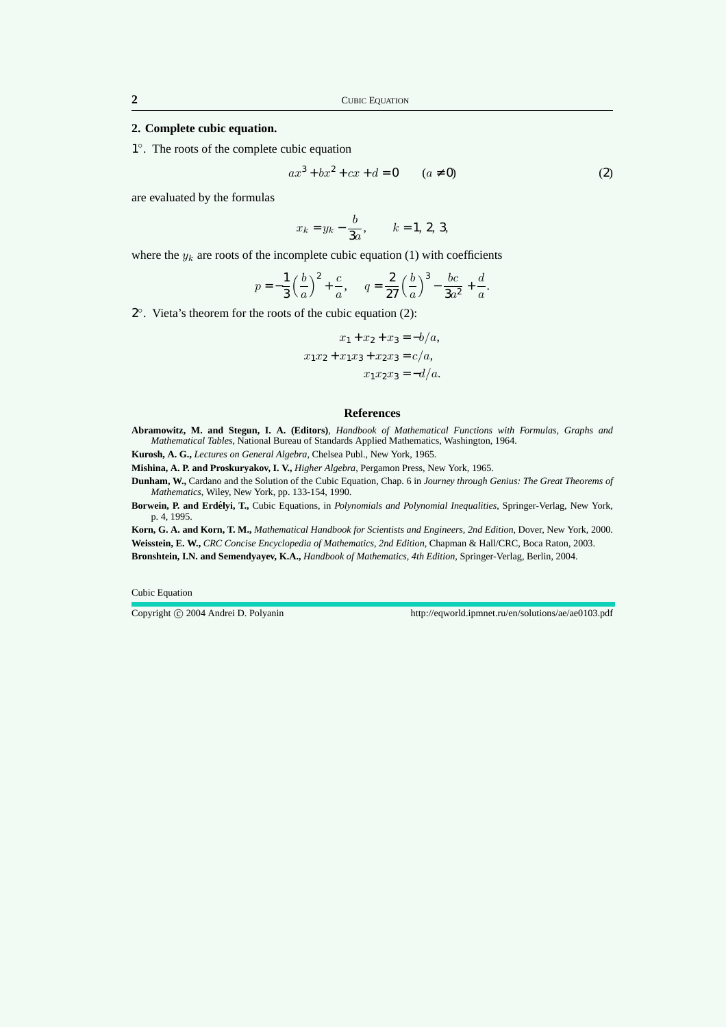### 2. Complete cubic equation.

$1^\circ$. The roots of the complete cubic equation

$$ax^3 + bx^2 + cx + d = 0 \qquad (a \neq 0) \tag{2}$$

are evaluated by the formulas

$$x_k = y_k - \frac{b}{3a}, \qquad k = 1,\ 2,\ 3,$$

where the $y_k$ are roots of the incomplete cubic equation (1) with coefficients

$$p = -\frac{1}{3}\left(\frac{b}{a}\right)^2 + \frac{c}{a}, \qquad q = \frac{2}{27}\left(\frac{b}{a}\right)^3 - \frac{bc}{3a^2} + \frac{d}{a}.$$

$2^\circ$. Vieta's theorem for the roots of the cubic equation (2):

$$\begin{aligned} x_1 + x_2 + x_3 &= -b/a, \\ x_1x_2 + x_1x_3 + x_2x_3 &= c/a, \\ x_1x_2x_3 &= -d/a. \end{aligned}$$

## References

**Abramowitz, M. and Stegun, I. A. (Editors)**, *Handbook of Mathematical Functions with Formulas, Graphs and Mathematical Tables*, National Bureau of Standards Applied Mathematics, Washington, 1964.

**Kurosh, A. G.,** *Lectures on General Algebra*, Chelsea Publ., New York, 1965.

**Mishina, A. P. and Proskuryakov, I. V.,** *Higher Algebra*, Pergamon Press, New York, 1965.

**Dunham, W.,** Cardano and the Solution of the Cubic Equation, Chap. 6 in *Journey through Genius: The Great Theorems of Mathematics*, Wiley, New York, pp. 133-154, 1990.

**Borwein, P. and Erdélyi, T.,** Cubic Equations, in *Polynomials and Polynomial Inequalities*, Springer-Verlag, New York, p. 4, 1995.

**Korn, G. A. and Korn, T. M.,** *Mathematical Handbook for Scientists and Engineers, 2nd Edition*, Dover, New York, 2000.

**Weisstein, E. W.,** *CRC Concise Encyclopedia of Mathematics, 2nd Edition*, Chapman & Hall/CRC, Boca Raton, 2003.

**Bronshtein, I.N. and Semendyayev, K.A.,** *Handbook of Mathematics, 4th Edition*, Springer-Verlag, Berlin, 2004.